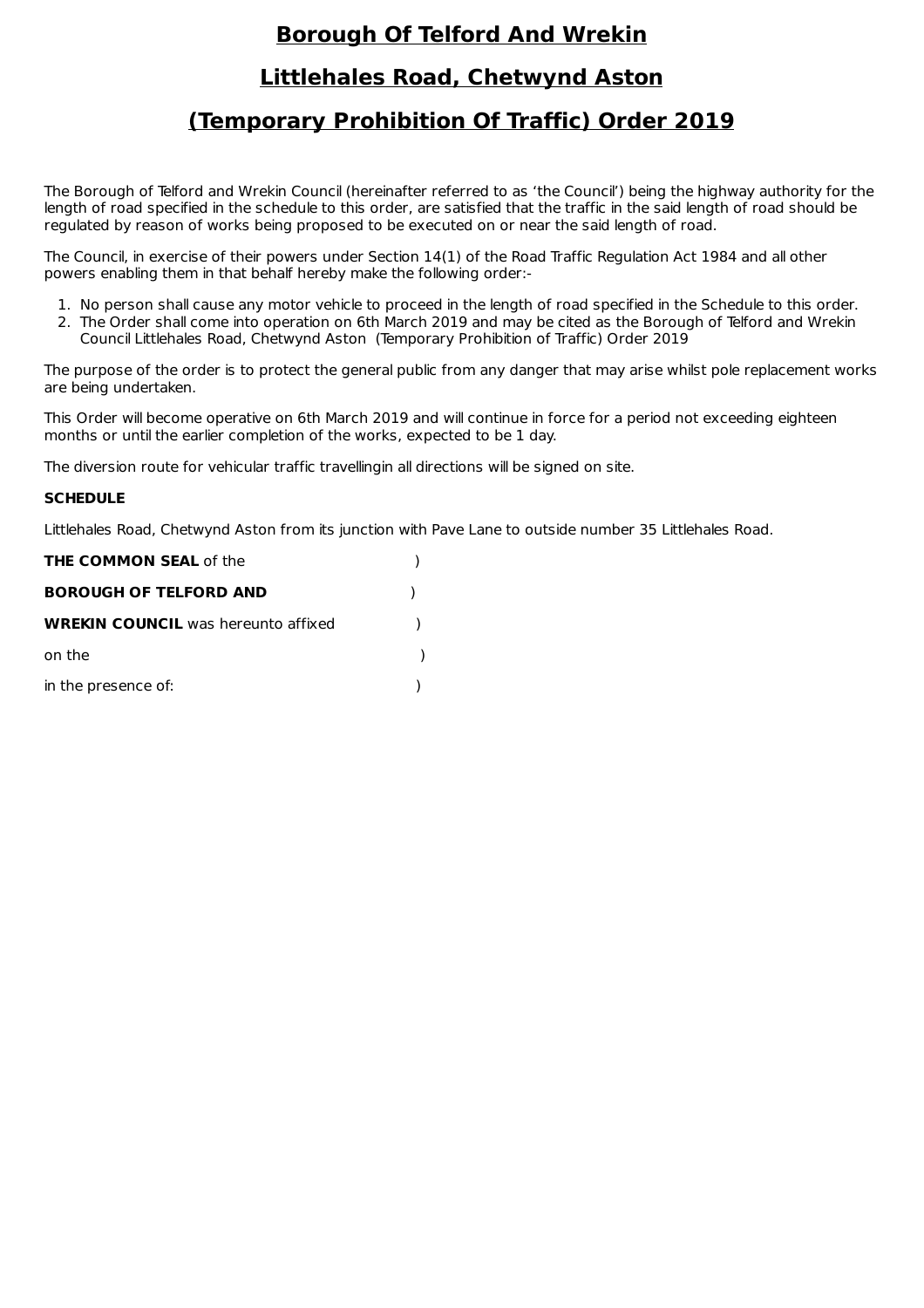# **Borough Of Telford And Wrekin**

# **Littlehales Road, Chetwynd Aston**

# **(Temporary Prohibition Of Traffic) Order 2019**

The Borough of Telford and Wrekin Council (hereinafter referred to as 'the Council') being the highway authority for the length of road specified in the schedule to this order, are satisfied that the traffic in the said length of road should be regulated by reason of works being proposed to be executed on or near the said length of road.

The Council, in exercise of their powers under Section 14(1) of the Road Traffic Regulation Act 1984 and all other powers enabling them in that behalf hereby make the following order:-

1. No person shall cause any motor vehicle to proceed in the length of road specified in the Schedule to this order.
2. The Order shall come into operation on 6th March 2019 and may be cited as the Borough of Telford and Wrekin Council Littlehales Road, Chetwynd Aston (Temporary Prohibition of Traffic) Order 2019

The purpose of the order is to protect the general public from any danger that may arise whilst pole replacement works are being undertaken.

This Order will become operative on 6th March 2019 and will continue in force for a period not exceeding eighteen months or until the earlier completion of the works, expected to be 1 day.

The diversion route for vehicular traffic travellingin all directions will be signed on site.

**SCHEDULE**

Littlehales Road, Chetwynd Aston from its junction with Pave Lane to outside number 35 Littlehales Road.

**THE COMMON SEAL** of the )

**BOROUGH OF TELFORD AND** )

**WREKIN COUNCIL** was hereunto affixed )

on the )

in the presence of: )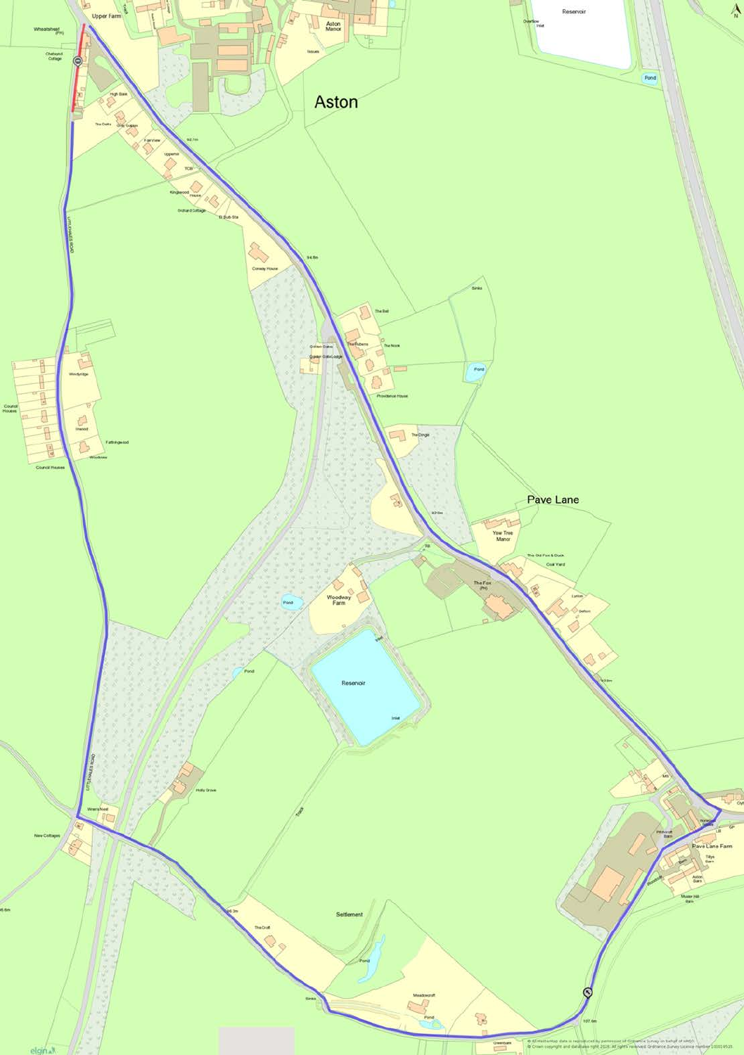Aston

Pave Lane

Upper Farm

Aston Manor

Reservoir

Wheatsheaf (PH)

Chetwynd Cottage

High Bank

The Oaks

Fairview

Uppeniss

TCB

Kingswood House

Orchard Cottage

El Sub Sta

Conway House

92.7m

94.8m

The Bell

The Nook

Golden Oaks Lodge

Providence House

The Dingle

Pond

Windyridge

Council Houses

Inwood

Fattingwood

Woodrow

Yew Tree Manor

The Old Fox & Duck

Coal Yard

The Fox (PH)

Lynton

Woodway Farm

Reservoir

Inlet

Pond

Holly Grove

Wrens Nest

New Cottages

LITTLEHALES ROAD

Track

Settlement

The Croft

Meadowcroft

Pond

Sinks

Pave Lane Farm

Aston Barn

Tillys Barn

Muster Hill Barn

Pitchcroft Barn

107.6m

96.3m

© All MasterMap data is reproduced by permission of Ordnance Survey on behalf of HMSO.
© Crown copyright and database right 2018. All rights reserved. Ordnance Survey licence number 100019520.

elgin